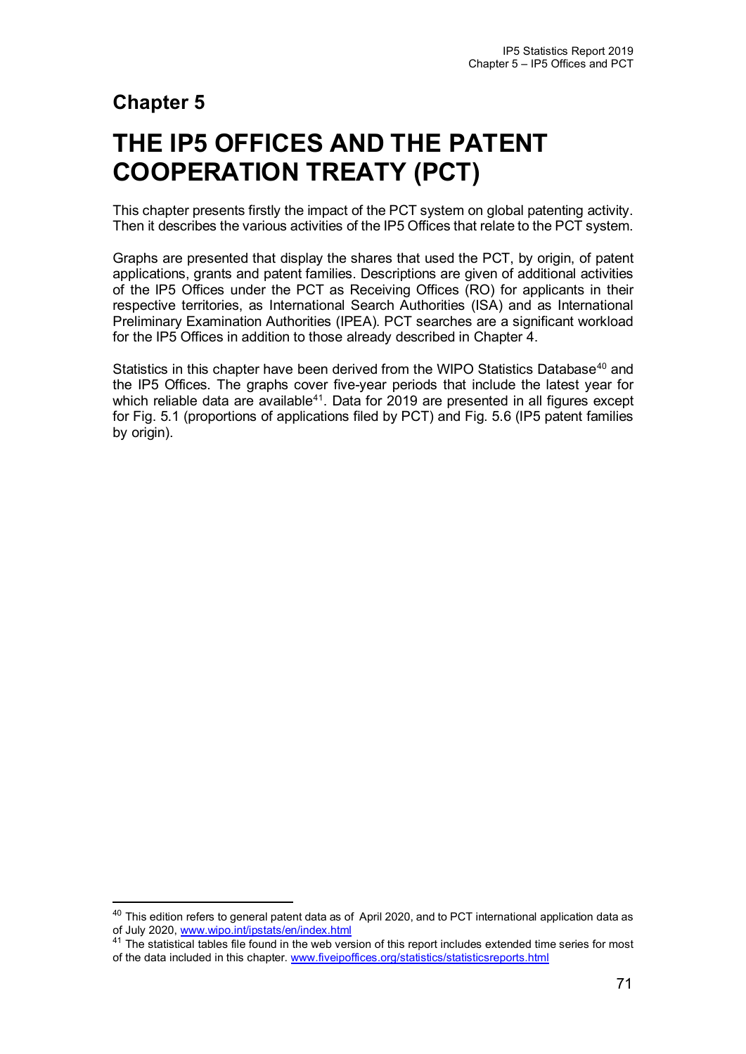## Chapter 5

# THE IP5 OFFICES AND THE PATENT COOPERATION TREATY (PCT)

This chapter presents firstly the impact of the PCT system on global patenting activity. Then it describes the various activities of the IP5 Offices that relate to the PCT system.

Graphs are presented that display the shares that used the PCT, by origin, of patent applications, grants and patent families. Descriptions are given of additional activities of the IP5 Offices under the PCT as Receiving Offices (RO) for applicants in their respective territories, as International Search Authorities (ISA) and as International Preliminary Examination Authorities (IPEA). PCT searches are a significant workload for the IP5 Offices in addition to those already described in Chapter 4.

Statistics in this chapter have been derived from the WIPO Statistics Database[40] and the IP5 Offices. The graphs cover five-year periods that include the latest year for which reliable data are available[41]. Data for 2019 are presented in all figures except for Fig. 5.1 (proportions of applications filed by PCT) and Fig. 5.6 (IP5 patent families by origin).

---

[40] This edition refers to general patent data as of April 2020, and to PCT international application data as of July 2020, www.wipo.int/ipstats/en/index.html

[41] The statistical tables file found in the web version of this report includes extended time series for most of the data included in this chapter. www.fiveipoffices.org/statistics/statisticsreports.html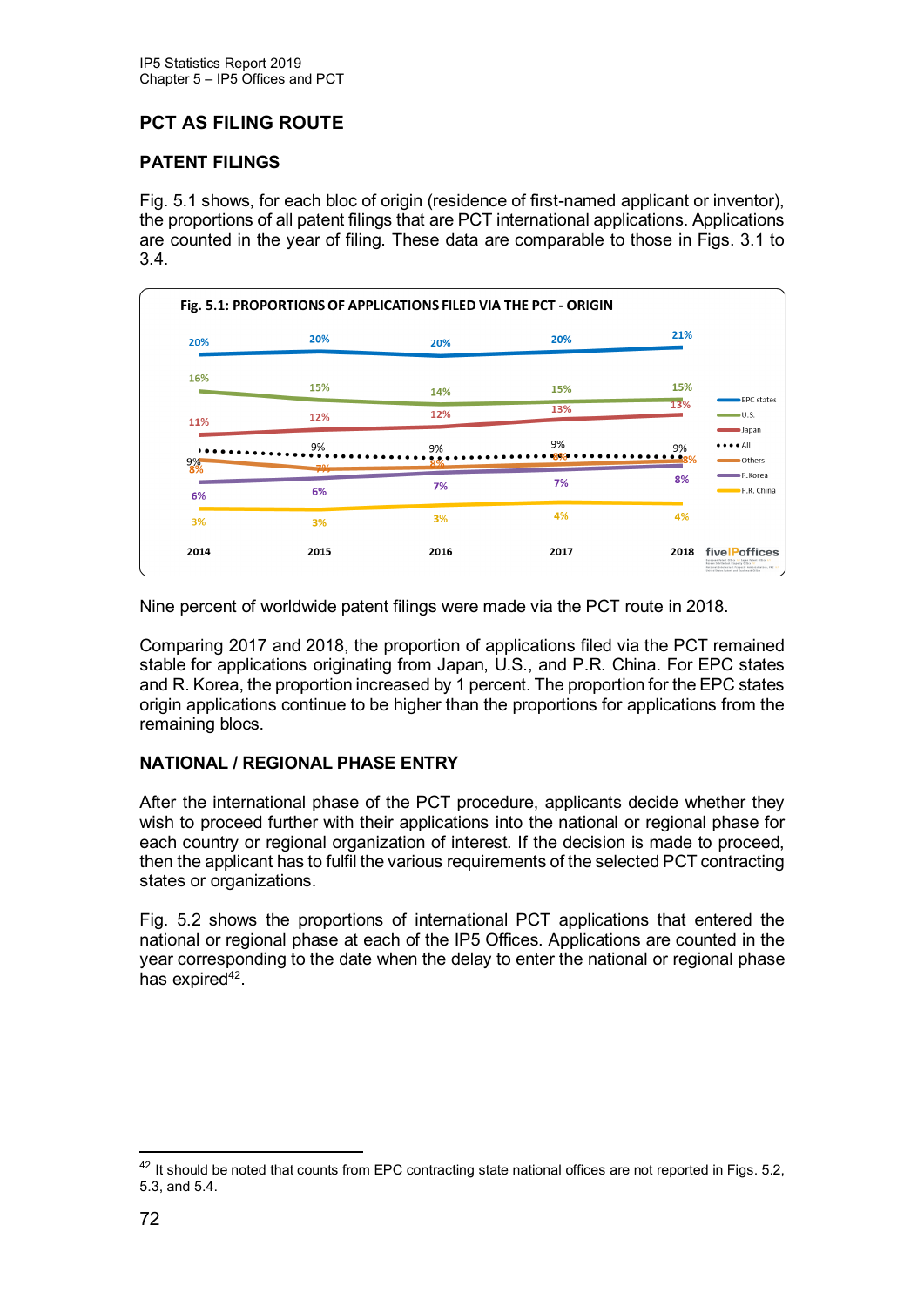## PCT AS FILING ROUTE

### PATENT FILINGS

Fig. 5.1 shows, for each bloc of origin (residence of first-named applicant or inventor), the proportions of all patent filings that are PCT international applications. Applications are counted in the year of filing. These data are comparable to those in Figs. 3.1 to 3.4.

**Fig. 5.1: PROPORTIONS OF APPLICATIONS FILED VIA THE PCT - ORIGIN**

| | 2014 | 2015 | 2016 | 2017 | 2018 |
|---|---|---|---|---|---|
| EPC states | 20% | 20% | 20% | 20% | 21% |
| U.S. | 16% | 15% | 14% | 15% | 15% |
| Japan | 11% | 12% | 12% | 13% | 13% |
| All | 9% | 9% | 9% | 9% | 9% |
| Others | 8% | 7% | 8% | 8% | 8% |
| R.Korea | 6% | 6% | 7% | 7% | 8% |
| P.R. China | 3% | 3% | 3% | 4% | 4% |

Nine percent of worldwide patent filings were made via the PCT route in 2018.

Comparing 2017 and 2018, the proportion of applications filed via the PCT remained stable for applications originating from Japan, U.S., and P.R. China. For EPC states and R. Korea, the proportion increased by 1 percent. The proportion for the EPC states origin applications continue to be higher than the proportions for applications from the remaining blocs.

### NATIONAL / REGIONAL PHASE ENTRY

After the international phase of the PCT procedure, applicants decide whether they wish to proceed further with their applications into the national or regional phase for each country or regional organization of interest. If the decision is made to proceed, then the applicant has to fulfil the various requirements of the selected PCT contracting states or organizations.

Fig. 5.2 shows the proportions of international PCT applications that entered the national or regional phase at each of the IP5 Offices. Applications are counted in the year corresponding to the date when the delay to enter the national or regional phase has expired[42].

[42] It should be noted that counts from EPC contracting state national offices are not reported in Figs. 5.2, 5.3, and 5.4.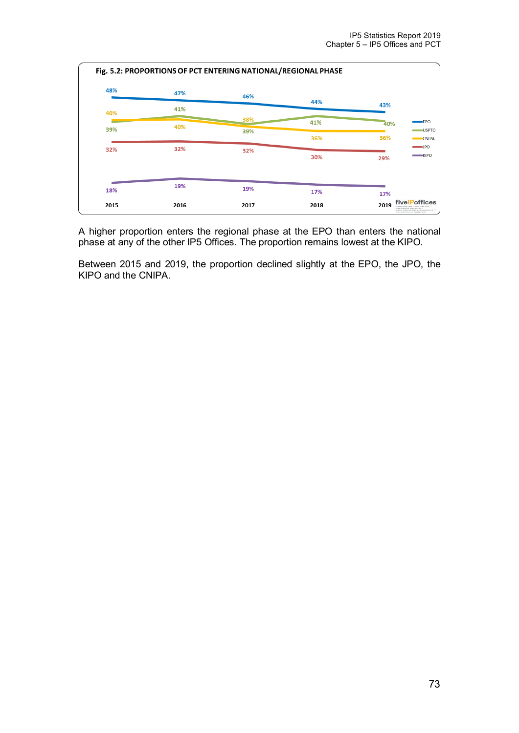**Fig. 5.2: PROPORTIONS OF PCT ENTERING NATIONAL/REGIONAL PHASE**

| | 2015 | 2016 | 2017 | 2018 | 2019 |
|---|---|---|---|---|---|
| EPO | 48% | 47% | 46% | 44% | 43% |
| USPTO | 39% | 41% | 39% | 41% | 40% |
| CNIPA | 40% | 40% | 38% | 36% | 36% |
| JPO | 32% | 32% | 32% | 30% | 29% |
| KIPO | 18% | 19% | 19% | 17% | 17% |

A higher proportion enters the regional phase at the EPO than enters the national phase at any of the other IP5 Offices. The proportion remains lowest at the KIPO.

Between 2015 and 2019, the proportion declined slightly at the EPO, the JPO, the KIPO and the CNIPA.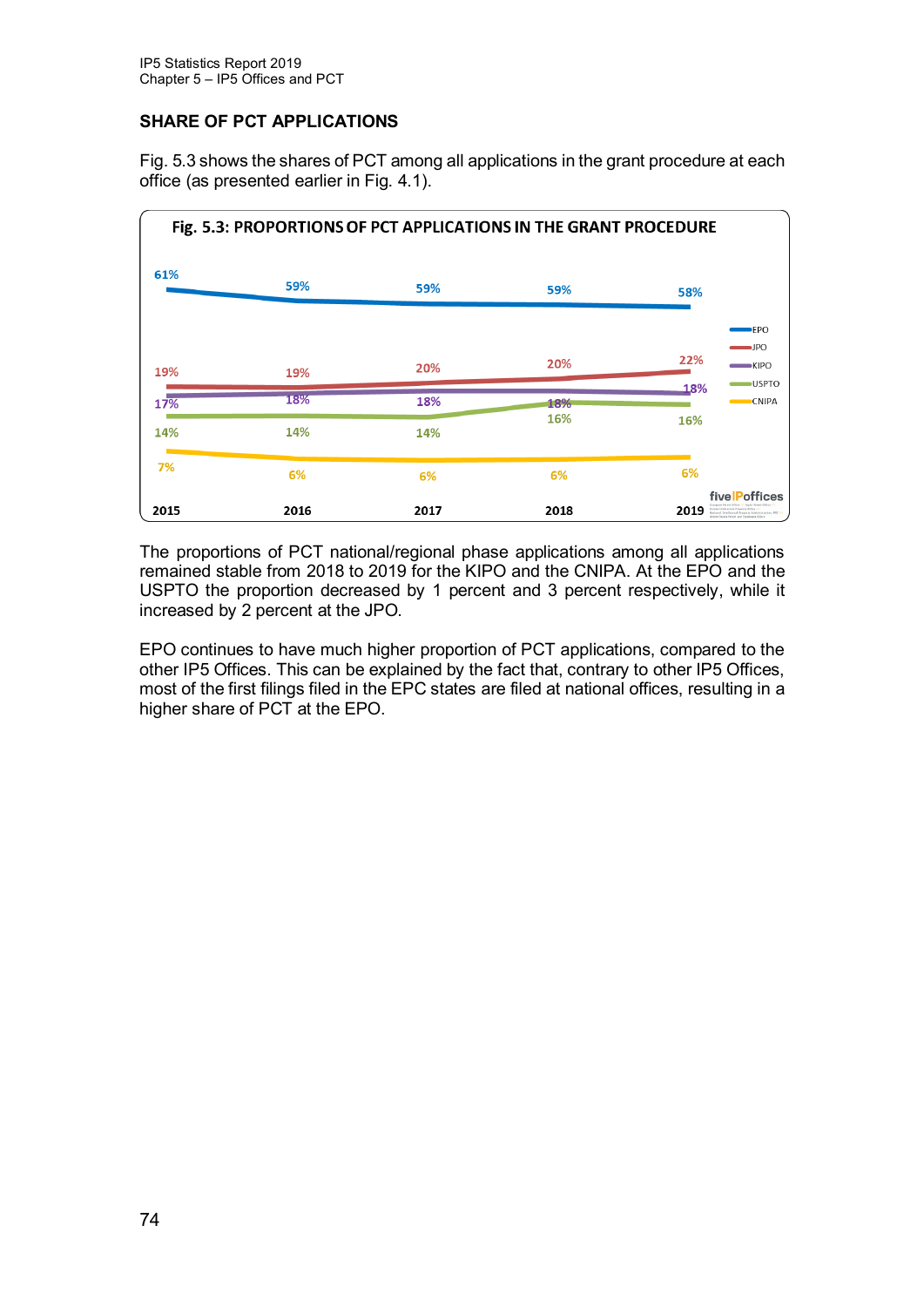## SHARE OF PCT APPLICATIONS

Fig. 5.3 shows the shares of PCT among all applications in the grant procedure at each office (as presented earlier in Fig. 4.1).

**Fig. 5.3: PROPORTIONS OF PCT APPLICATIONS IN THE GRANT PROCEDURE**

| | 2015 | 2016 | 2017 | 2018 | 2019 |
|---|---|---|---|---|---|
| EPO | 61% | 59% | 59% | 59% | 58% |
| JPO | 19% | 19% | 20% | 20% | 22% |
| KIPO | 17% | 18% | 18% | 18% | 18% |
| USPTO | 14% | 14% | 14% | 16% | 16% |
| CNIPA | 7% | 6% | 6% | 6% | 6% |

The proportions of PCT national/regional phase applications among all applications remained stable from 2018 to 2019 for the KIPO and the CNIPA. At the EPO and the USPTO the proportion decreased by 1 percent and 3 percent respectively, while it increased by 2 percent at the JPO.

EPO continues to have much higher proportion of PCT applications, compared to the other IP5 Offices. This can be explained by the fact that, contrary to other IP5 Offices, most of the first filings filed in the EPC states are filed at national offices, resulting in a higher share of PCT at the EPO.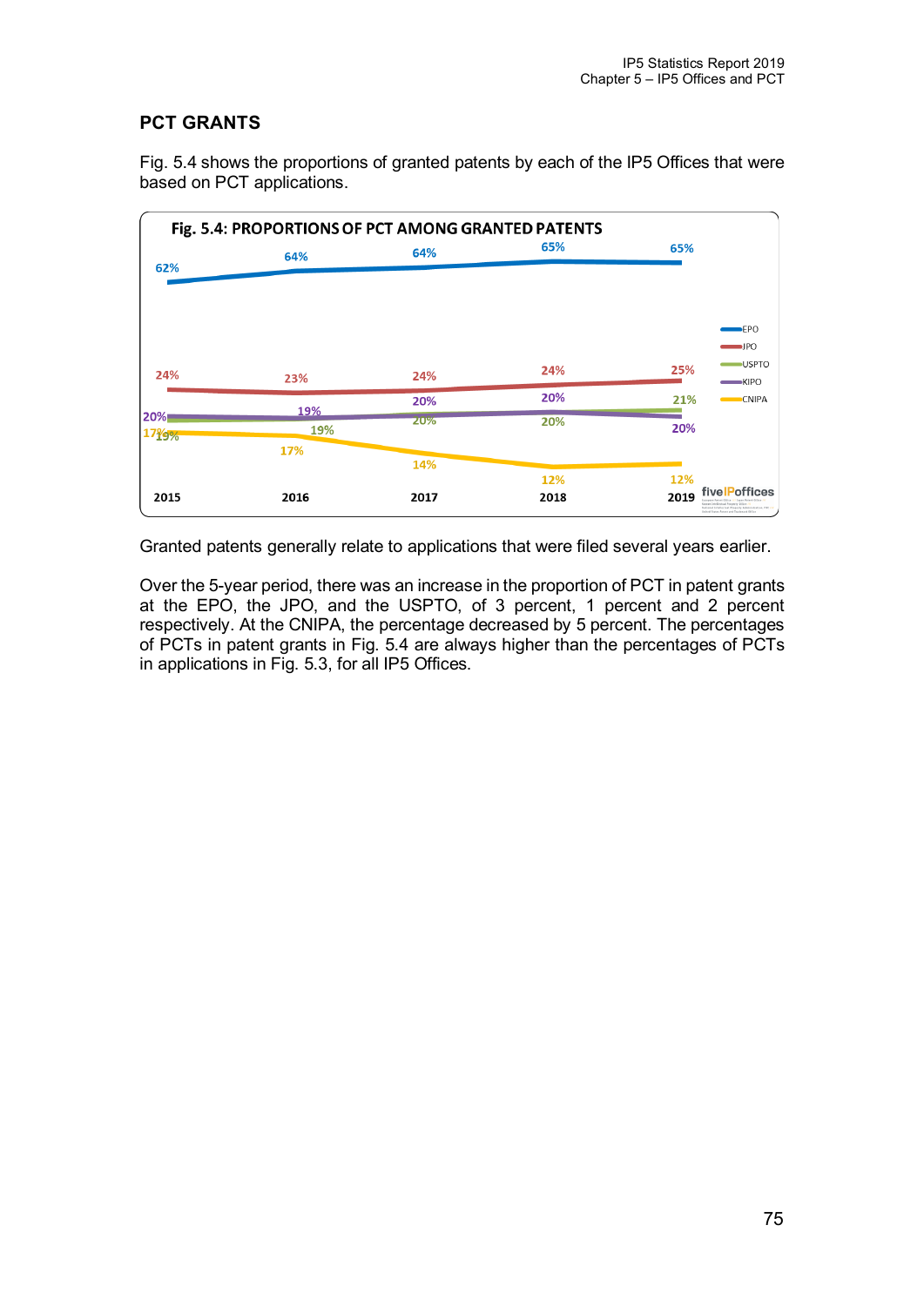## PCT GRANTS

Fig. 5.4 shows the proportions of granted patents by each of the IP5 Offices that were based on PCT applications.

**Fig. 5.4: PROPORTIONS OF PCT AMONG GRANTED PATENTS**

| | 2015 | 2016 | 2017 | 2018 | 2019 |
|---|---|---|---|---|---|
| EPO | 62% | 64% | 64% | 65% | 65% |
| JPO | 24% | 23% | 24% | 24% | 25% |
| USPTO | 19% | 19% | 20% | 20% | 21% |
| KIPO | 20% | 19% | 20% | 20% | 20% |
| CNIPA | 17% | 17% | 14% | 12% | 12% |

Granted patents generally relate to applications that were filed several years earlier.

Over the 5-year period, there was an increase in the proportion of PCT in patent grants at the EPO, the JPO, and the USPTO, of 3 percent, 1 percent and 2 percent respectively. At the CNIPA, the percentage decreased by 5 percent. The percentages of PCTs in patent grants in Fig. 5.4 are always higher than the percentages of PCTs in applications in Fig. 5.3, for all IP5 Offices.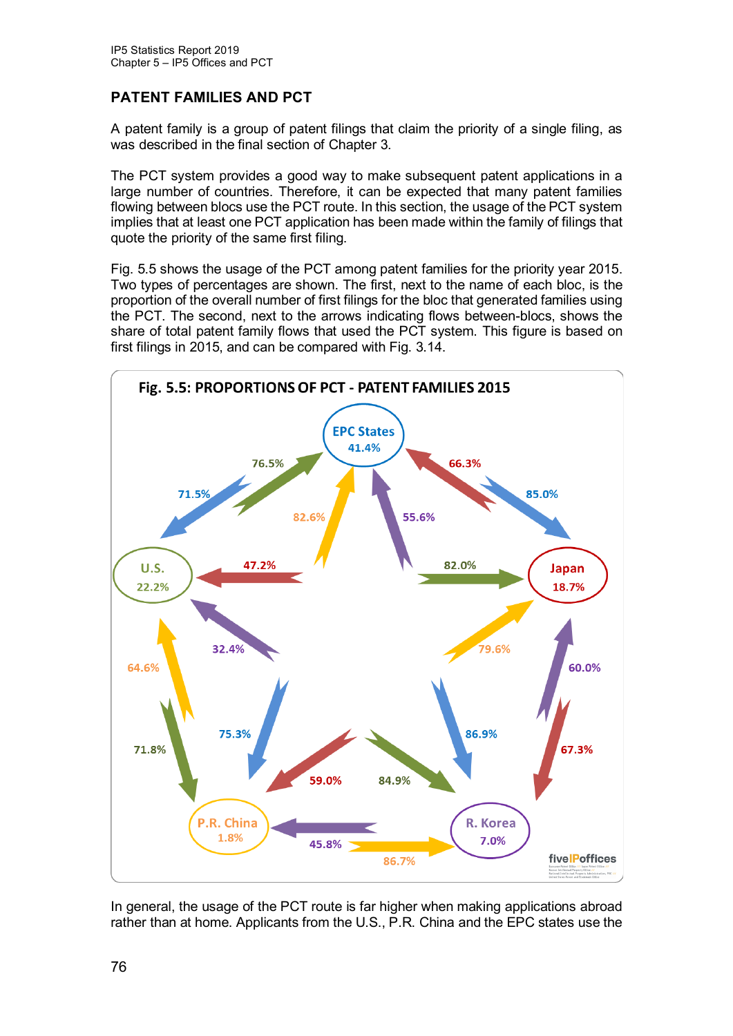## PATENT FAMILIES AND PCT

A patent family is a group of patent filings that claim the priority of a single filing, as was described in the final section of Chapter 3.

The PCT system provides a good way to make subsequent patent applications in a large number of countries. Therefore, it can be expected that many patent families flowing between blocs use the PCT route. In this section, the usage of the PCT system implies that at least one PCT application has been made within the family of filings that quote the priority of the same first filing.

Fig. 5.5 shows the usage of the PCT among patent families for the priority year 2015. Two types of percentages are shown. The first, next to the name of each bloc, is the proportion of the overall number of first filings for the bloc that generated families using the PCT. The second, next to the arrows indicating flows between-blocs, shows the share of total patent family flows that used the PCT system. This figure is based on first filings in 2015, and can be compared with Fig. 3.14.

**Fig. 5.5: PROPORTIONS OF PCT - PATENT FAMILIES 2015**

In general, the usage of the PCT route is far higher when making applications abroad rather than at home. Applicants from the U.S., P.R. China and the EPC states use the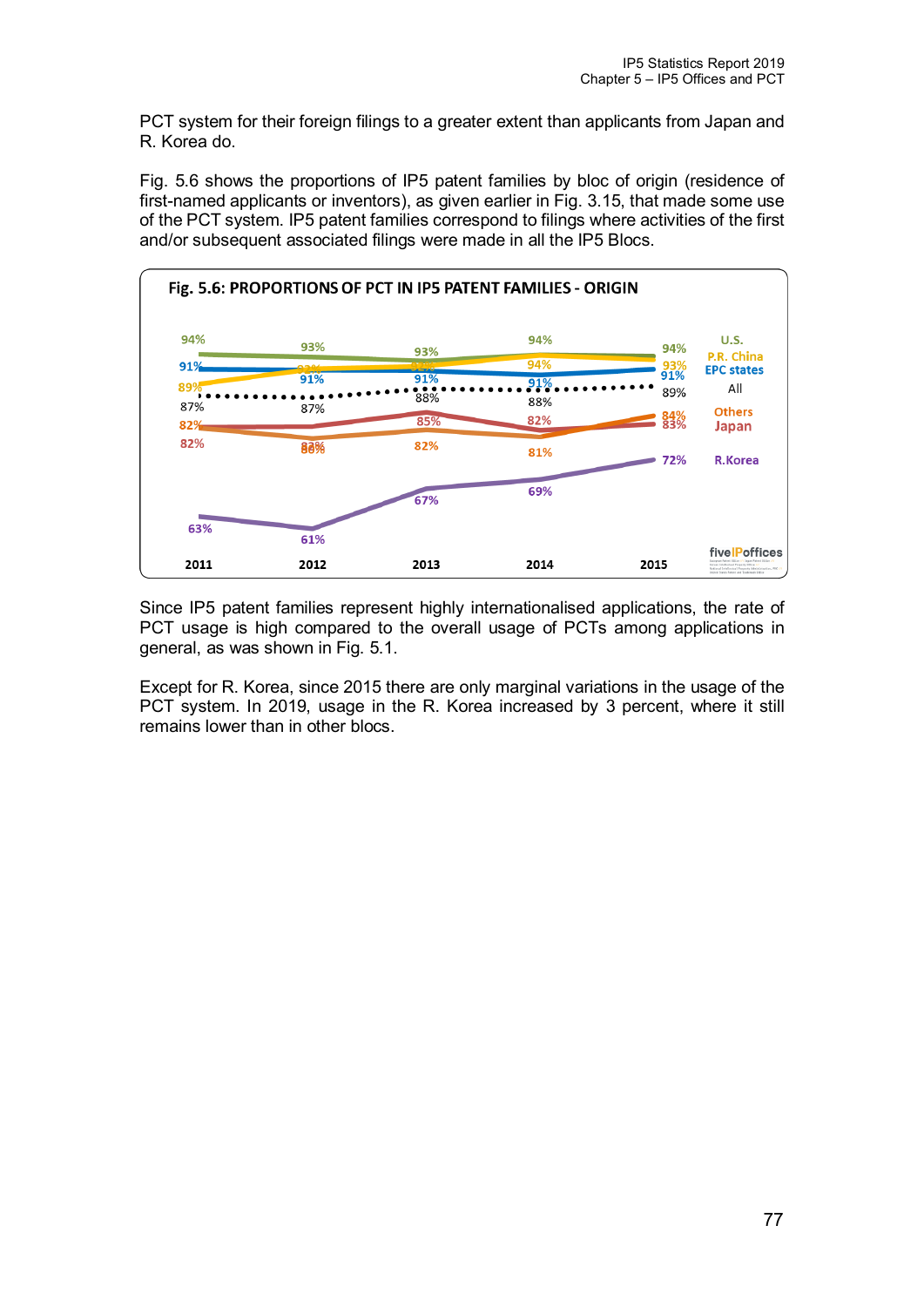PCT system for their foreign filings to a greater extent than applicants from Japan and R. Korea do.

Fig. 5.6 shows the proportions of IP5 patent families by bloc of origin (residence of first-named applicants or inventors), as given earlier in Fig. 3.15, that made some use of the PCT system. IP5 patent families correspond to filings where activities of the first and/or subsequent associated filings were made in all the IP5 Blocs.

**Fig. 5.6: PROPORTIONS OF PCT IN IP5 PATENT FAMILIES - ORIGIN**

| | 2011 | 2012 | 2013 | 2014 | 2015 |
|---|---|---|---|---|---|
| U.S. | 94% | 93% | 93% | 94% | 94% |
| P.R. China | 89% | 92% | 91% | 94% | 93% |
| EPC states | 91% | 91% | 91% | 91% | 91% |
| All | 87% | 87% | 88% | 88% | 89% |
| Others | 82% | 80% | 82% | 81% | 84% |
| Japan | 82% | 82% | 85% | 82% | 83% |
| R.Korea | 63% | 61% | 67% | 69% | 72% |

Since IP5 patent families represent highly internationalised applications, the rate of PCT usage is high compared to the overall usage of PCTs among applications in general, as was shown in Fig. 5.1.

Except for R. Korea, since 2015 there are only marginal variations in the usage of the PCT system. In 2019, usage in the R. Korea increased by 3 percent, where it still remains lower than in other blocs.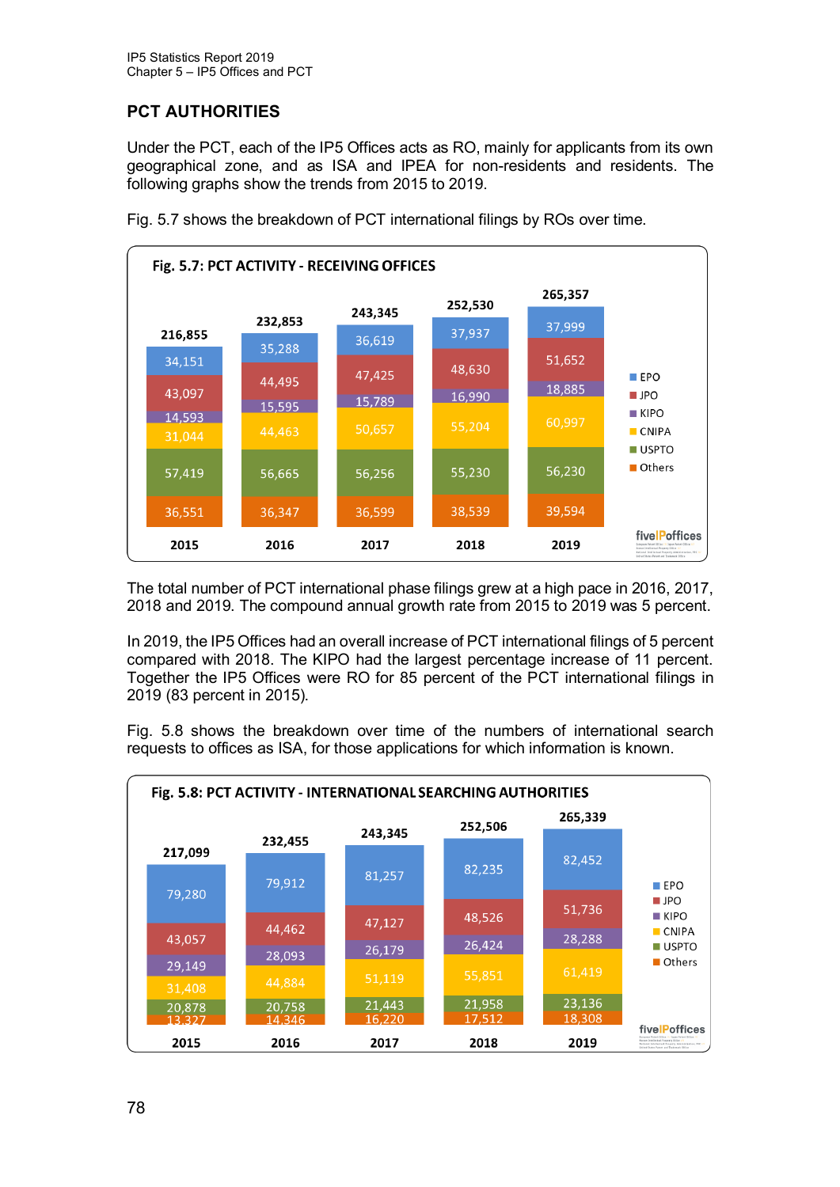## PCT AUTHORITIES

Under the PCT, each of the IP5 Offices acts as RO, mainly for applicants from its own geographical zone, and as ISA and IPEA for non-residents and residents. The following graphs show the trends from 2015 to 2019.

Fig. 5.7 shows the breakdown of PCT international filings by ROs over time.

**Fig. 5.7: PCT ACTIVITY - RECEIVING OFFICES**

| | 2015 | 2016 | 2017 | 2018 | 2019 |
|---|---|---|---|---|---|
| EPO | 34,151 | 35,288 | 36,619 | 37,937 | 37,999 |
| JPO | 43,097 | 44,495 | 47,425 | 48,630 | 51,652 |
| KIPO | 14,593 | 15,595 | 15,789 | 16,990 | 18,885 |
| CNIPA | 31,044 | 44,463 | 50,657 | 55,204 | 60,997 |
| USPTO | 57,419 | 56,665 | 56,256 | 55,230 | 56,230 |
| Others | 36,551 | 36,347 | 36,599 | 38,539 | 39,594 |
| Total | 216,855 | 232,853 | 243,345 | 252,530 | 265,357 |

The total number of PCT international phase filings grew at a high pace in 2016, 2017, 2018 and 2019. The compound annual growth rate from 2015 to 2019 was 5 percent.

In 2019, the IP5 Offices had an overall increase of PCT international filings of 5 percent compared with 2018. The KIPO had the largest percentage increase of 11 percent. Together the IP5 Offices were RO for 85 percent of the PCT international filings in 2019 (83 percent in 2015).

Fig. 5.8 shows the breakdown over time of the numbers of international search requests to offices as ISA, for those applications for which information is known.

**Fig. 5.8: PCT ACTIVITY - INTERNATIONAL SEARCHING AUTHORITIES**

| | 2015 | 2016 | 2017 | 2018 | 2019 |
|---|---|---|---|---|---|
| EPO | 79,280 | 79,912 | 81,257 | 82,235 | 82,452 |
| JPO | 43,057 | 44,462 | 47,127 | 48,526 | 51,736 |
| KIPO | 29,149 | 28,093 | 26,179 | 26,424 | 28,288 |
| CNIPA | 31,408 | 44,884 | 51,119 | 55,851 | 61,419 |
| USPTO | 20,878 | 20,758 | 21,443 | 21,958 | 23,136 |
| Others | 13,327 | 14,346 | 16,220 | 17,512 | 18,308 |
| Total | 217,099 | 232,455 | 243,345 | 252,506 | 265,339 |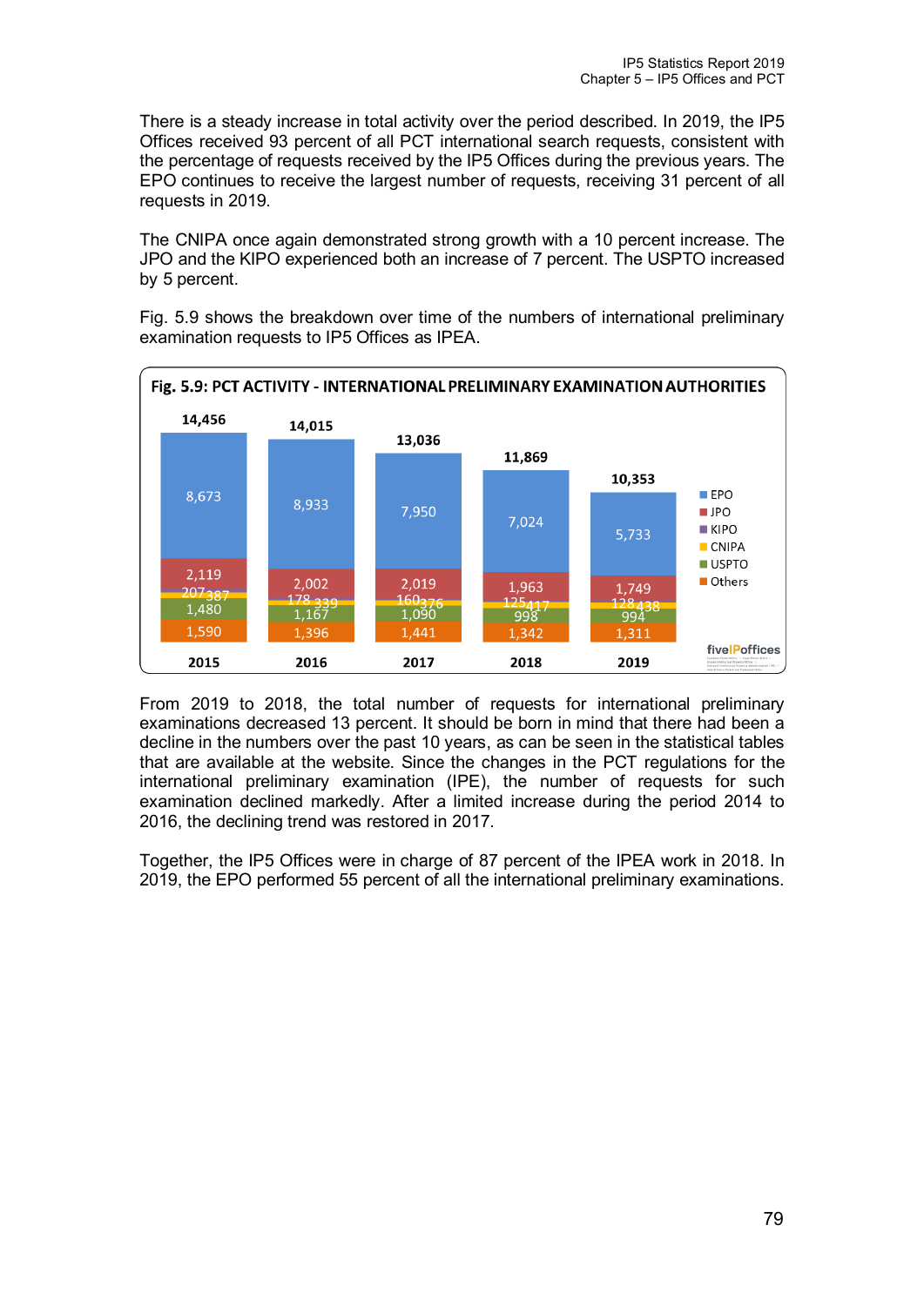There is a steady increase in total activity over the period described. In 2019, the IP5 Offices received 93 percent of all PCT international search requests, consistent with the percentage of requests received by the IP5 Offices during the previous years. The EPO continues to receive the largest number of requests, receiving 31 percent of all requests in 2019.

The CNIPA once again demonstrated strong growth with a 10 percent increase. The JPO and the KIPO experienced both an increase of 7 percent. The USPTO increased by 5 percent.

Fig. 5.9 shows the breakdown over time of the numbers of international preliminary examination requests to IP5 Offices as IPEA.

**Fig. 5.9: PCT ACTIVITY - INTERNATIONAL PRELIMINARY EXAMINATION AUTHORITIES**

2015: 14,456 — 8,673; 2,119; 207; 387; 1,480; 1,590

2016: 14,015 — 8,933; 2,002; 178; 339; 1,167; 1,396

2017: 13,036 — 7,950; 2,019; 160; 376; 1,090; 1,441

2018: 11,869 — 7,024; 1,963; 125; 417; 998; 1,342

2019: 10,353 — 5,733; 1,749; 128; 438; 994; 1,311

EPO
JPO
KIPO
CNIPA
USPTO
Others

fiveIPoffices

From 2019 to 2018, the total number of requests for international preliminary examinations decreased 13 percent. It should be born in mind that there had been a decline in the numbers over the past 10 years, as can be seen in the statistical tables that are available at the website. Since the changes in the PCT regulations for the international preliminary examination (IPE), the number of requests for such examination declined markedly. After a limited increase during the period 2014 to 2016, the declining trend was restored in 2017.

Together, the IP5 Offices were in charge of 87 percent of the IPEA work in 2018. In 2019, the EPO performed 55 percent of all the international preliminary examinations.